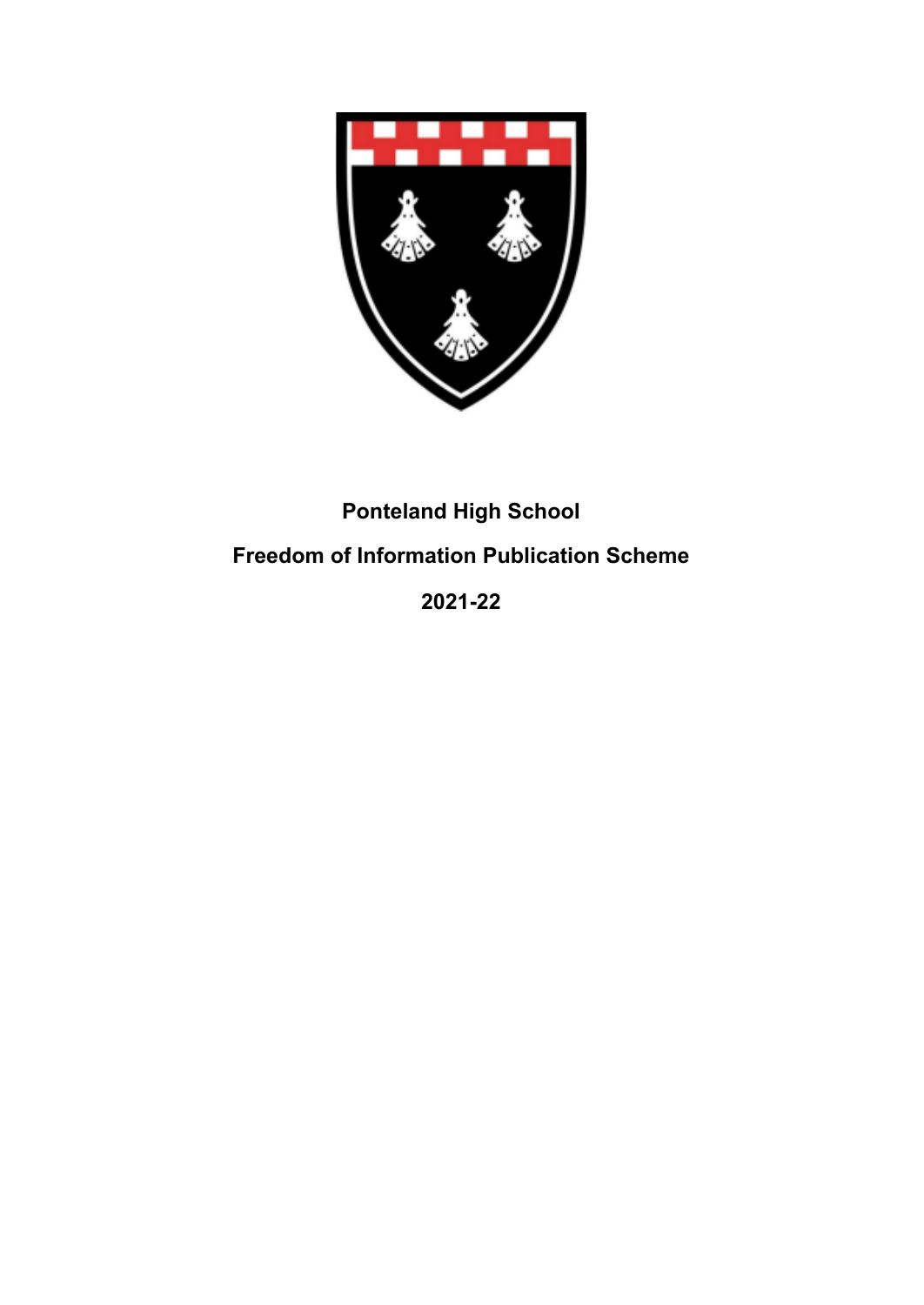# Ponteland High School

## Freedom of Information Publication Scheme

## 2021-22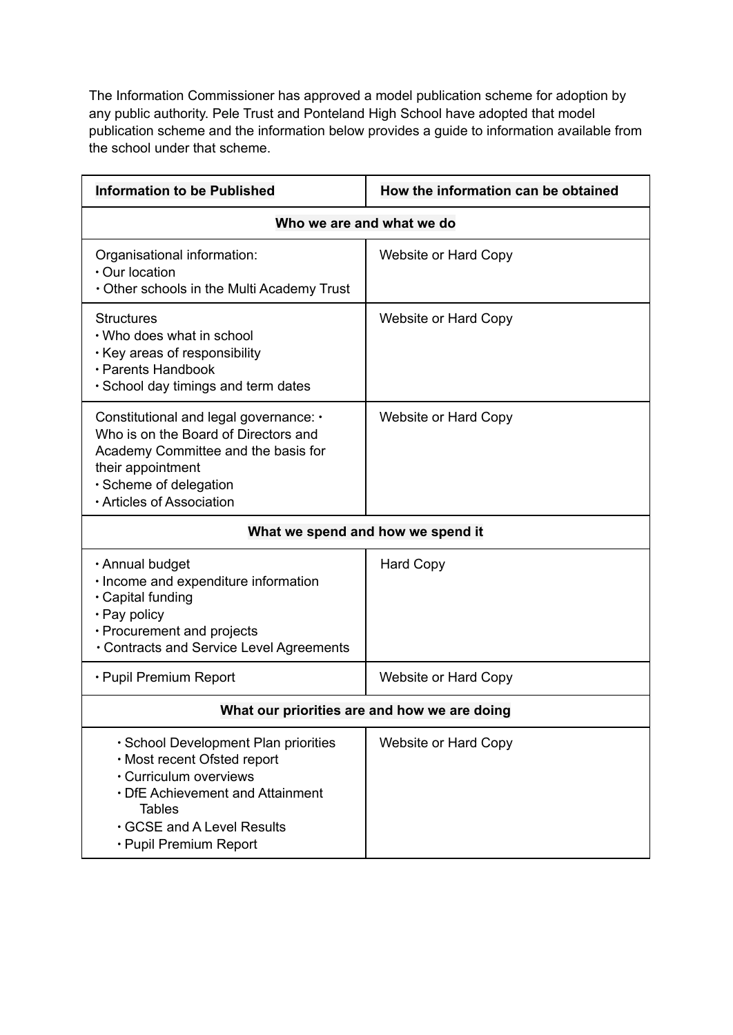The Information Commissioner has approved a model publication scheme for adoption by any public authority. Pele Trust and Ponteland High School have adopted that model publication scheme and the information below provides a guide to information available from the school under that scheme.

| Information to be Published | How the information can be obtained |
|---|---|
| **Who we are and what we do** | |
| Organisational information:<br>• Our location<br>• Other schools in the Multi Academy Trust | Website or Hard Copy |
| Structures<br>• Who does what in school<br>• Key areas of responsibility<br>• Parents Handbook<br>• School day timings and term dates | Website or Hard Copy |
| Constitutional and legal governance: • Who is on the Board of Directors and Academy Committee and the basis for their appointment<br>• Scheme of delegation<br>• Articles of Association | Website or Hard Copy |
| **What we spend and how we spend it** | |
| • Annual budget<br>• Income and expenditure information<br>• Capital funding<br>• Pay policy<br>• Procurement and projects<br>• Contracts and Service Level Agreements | Hard Copy |
| • Pupil Premium Report | Website or Hard Copy |
| **What our priorities are and how we are doing** | |
| • School Development Plan priorities<br>• Most recent Ofsted report<br>• Curriculum overviews<br>• DfE Achievement and Attainment Tables<br>• GCSE and A Level Results<br>• Pupil Premium Report | Website or Hard Copy |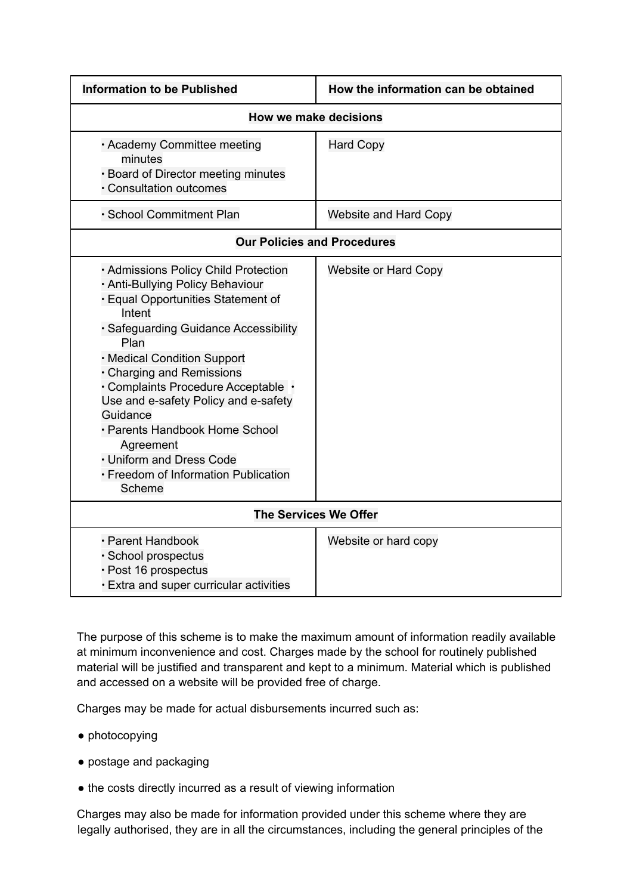| Information to be Published | How the information can be obtained |
|---|---|
| **How we make decisions** | |
| • Academy Committee meeting minutes<br>• Board of Director meeting minutes<br>• Consultation outcomes | Hard Copy |
| • School Commitment Plan | Website and Hard Copy |
| **Our Policies and Procedures** | |
| • Admissions Policy Child Protection<br>• Anti-Bullying Policy Behaviour<br>• Equal Opportunities Statement of Intent<br>• Safeguarding Guidance Accessibility Plan<br>• Medical Condition Support<br>• Charging and Remissions<br>• Complaints Procedure Acceptable • Use and e-safety Policy and e-safety Guidance<br>• Parents Handbook Home School Agreement<br>• Uniform and Dress Code<br>• Freedom of Information Publication Scheme | Website or Hard Copy |
| **The Services We Offer** | |
| • Parent Handbook<br>• School prospectus<br>• Post 16 prospectus<br>• Extra and super curricular activities | Website or hard copy |

The purpose of this scheme is to make the maximum amount of information readily available at minimum inconvenience and cost. Charges made by the school for routinely published material will be justified and transparent and kept to a minimum. Material which is published and accessed on a website will be provided free of charge.

Charges may be made for actual disbursements incurred such as:

- photocopying
- postage and packaging
- the costs directly incurred as a result of viewing information

Charges may also be made for information provided under this scheme where they are legally authorised, they are in all the circumstances, including the general principles of the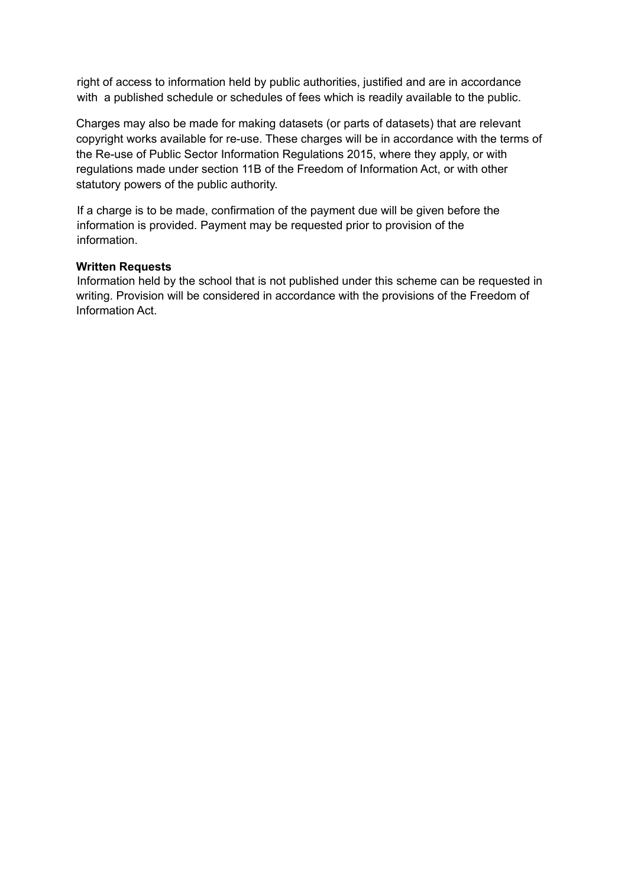right of access to information held by public authorities, justified and are in accordance with a published schedule or schedules of fees which is readily available to the public.

Charges may also be made for making datasets (or parts of datasets) that are relevant copyright works available for re-use. These charges will be in accordance with the terms of the Re-use of Public Sector Information Regulations 2015, where they apply, or with regulations made under section 11B of the Freedom of Information Act, or with other statutory powers of the public authority.

If a charge is to be made, confirmation of the payment due will be given before the information is provided. Payment may be requested prior to provision of the information.

**Written Requests**

Information held by the school that is not published under this scheme can be requested in writing. Provision will be considered in accordance with the provisions of the Freedom of Information Act.